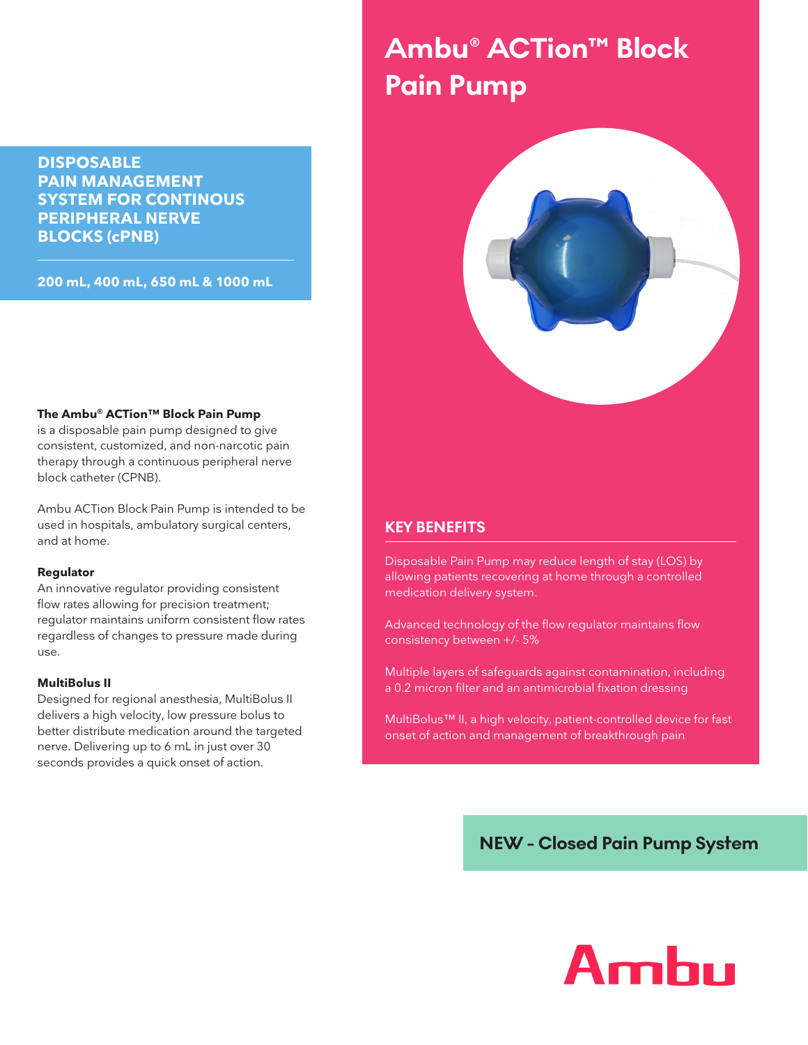# Ambu® ACTion™ Block Pain Pump

**DISPOSABLE PAIN MANAGEMENT SYSTEM FOR CONTINOUS PERIPHERAL NERVE BLOCKS (cPNB)**

**200 mL, 400 mL, 650 mL & 1000 mL**

**The Ambu® ACTion™ Block Pain Pump** is a disposable pain pump designed to give consistent, customized, and non-narcotic pain therapy through a continuous peripheral nerve block catheter (CPNB).

Ambu ACTion Block Pain Pump is intended to be used in hospitals, ambulatory surgical centers, and at home.

**Regulator**
An innovative regulator providing consistent flow rates allowing for precision treatment; regulator maintains uniform consistent flow rates regardless of changes to pressure made during use.

**MultiBolus II**
Designed for regional anesthesia, MultiBolus II delivers a high velocity, low pressure bolus to better distribute medication around the targeted nerve. Delivering up to 6 mL in just over 30 seconds provides a quick onset of action.

## KEY BENEFITS

Disposable Pain Pump may reduce length of stay (LOS) by allowing patients recovering at home through a controlled medication delivery system.

Advanced technology of the flow regulator maintains flow consistency between +/- 5%

Multiple layers of safeguards against contamination, including a 0.2 micron filter and an antimicrobial fixation dressing

MultiBolus™ II, a high velocity, patient-controlled device for fast onset of action and management of breakthrough pain

**NEW - Closed Pain Pump System**

Ambu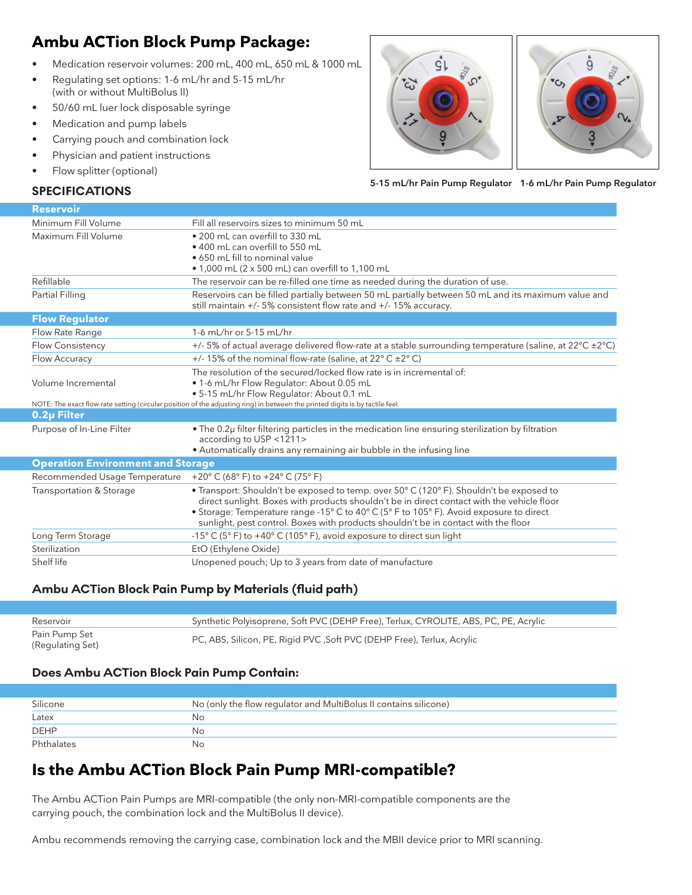## Ambu ACTion Block Pump Package:

- Medication reservoir volumes: 200 mL, 400 mL, 650 mL & 1000 mL
- Regulating set options: 1-6 mL/hr and 5-15 mL/hr (with or without MultiBolus II)
- 50/60 mL luer lock disposable syringe
- Medication and pump labels
- Carrying pouch and combination lock
- Physician and patient instructions
- Flow splitter (optional)

5-15 mL/hr Pain Pump Regulator   1-6 mL/hr Pain Pump Regulator

### SPECIFICATIONS

| **Reservoir** | |
|---|---|
| Minimum Fill Volume | Fill all reservoirs sizes to minimum 50 mL |
| Maximum Fill Volume | • 200 mL can overfill to 330 mL<br>• 400 mL can overfill to 550 mL<br>• 650 mL fill to nominal value<br>• 1,000 mL (2 x 500 mL) can overfill to 1,100 mL |
| Refillable | The reservoir can be re-filled one time as needed during the duration of use. |
| Partial Filling | Reservoirs can be filled partially between 50 mL partially between 50 mL and its maximum value and still maintain +/- 5% consistent flow rate and +/- 15% accuracy. |
| **Flow Regulator** | |
| Flow Rate Range | 1-6 mL/hr or 5-15 mL/hr |
| Flow Consistency | +/- 5% of actual average delivered flow-rate at a stable surrounding temperature (saline, at 22°C ±2°C) |
| Flow Accuracy | +/- 15% of the nominal flow-rate (saline, at 22° C ±2° C) |
| Volume Incremental | The resolution of the secured/locked flow rate is in incremental of:<br>• 1-6 mL/hr Flow Regulator: About 0.05 mL<br>• 5-15 mL/hr Flow Regulator: About 0.1 mL |
| NOTE: The exact flow-rate setting (circular position of the adjusting ring) in between the printed digits is by tactile feel. | |
| **0.2µ Filter** | |
| Purpose of In-Line Filter | • The 0.2µ filter filtering particles in the medication line ensuring sterilization by filtration according to USP <1211><br>• Automatically drains any remaining air bubble in the infusing line |
| **Operation Environment and Storage** | |
| Recommended Usage Temperature | +20° C (68° F) to +24° C (75° F) |
| Transportation & Storage | • Transport: Shouldn't be exposed to temp. over 50° C (120° F). Shouldn't be exposed to direct sunlight. Boxes with products shouldn't be in direct contact with the vehicle floor<br>• Storage: Temperature range -15° C to 40° C (5° F to 105° F). Avoid exposure to direct sunlight, pest control. Boxes with products shouldn't be in contact with the floor |
| Long Term Storage | -15° C (5° F) to +40° C (105° F), avoid exposure to direct sun light |
| Sterilization | EtO (Ethylene Oxide) |
| Shelf life | Unopened pouch; Up to 3 years from date of manufacture |

### Ambu ACTion Block Pain Pump by Materials (fluid path)

| | |
|---|---|
| Reservoir | Synthetic Polyisoprene, Soft PVC (DEHP Free), Terlux, CYROLITE, ABS, PC, PE, Acrylic |
| Pain Pump Set (Regulating Set) | PC, ABS, Silicon, PE, Rigid PVC ,Soft PVC (DEHP Free), Terlux, Acrylic |

### Does Ambu ACTion Block Pain Pump Contain:

| | |
|---|---|
| Silicone | No (only the flow regulator and MultiBolus II contains silicone) |
| Latex | No |
| DEHP | No |
| Phthalates | No |

## Is the Ambu ACTion Block Pain Pump MRI-compatible?

The Ambu ACTion Pain Pumps are MRI-compatible (the only non-MRI-compatible components are the carrying pouch, the combination lock and the MultiBolus II device).

Ambu recommends removing the carrying case, combination lock and the MBII device prior to MRI scanning.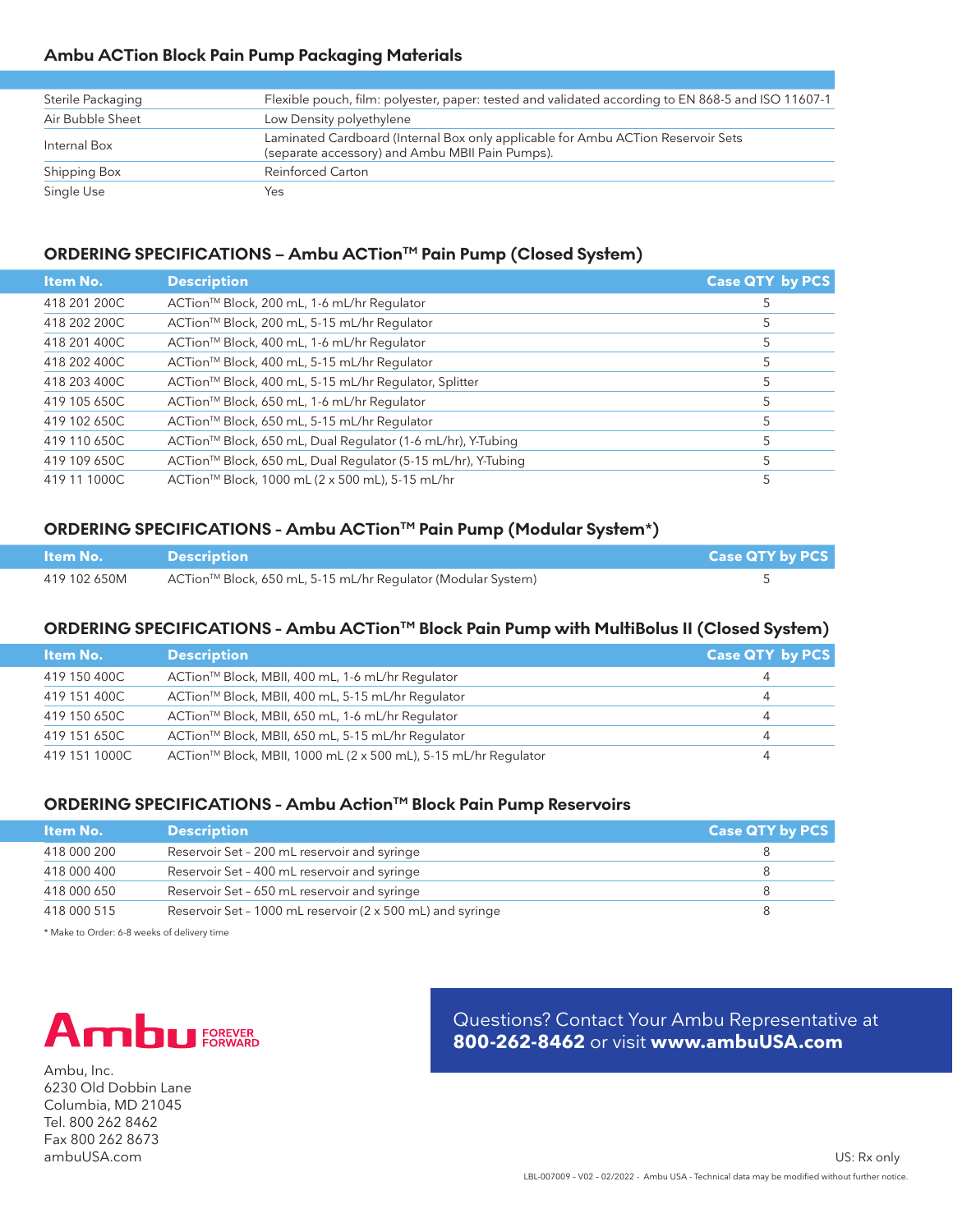## Ambu ACTion Block Pain Pump Packaging Materials

| | |
|---|---|
| Sterile Packaging | Flexible pouch, film: polyester, paper: tested and validated according to EN 868-5 and ISO 11607-1 |
| Air Bubble Sheet | Low Density polyethylene |
| Internal Box | Laminated Cardboard (Internal Box only applicable for Ambu ACTion Reservoir Sets (separate accessory) and Ambu MBII Pain Pumps). |
| Shipping Box | Reinforced Carton |
| Single Use | Yes |

## ORDERING SPECIFICATIONS – Ambu ACTion™ Pain Pump (Closed System)

| Item No. | Description | Case QTY by PCS |
|---|---|---|
| 418 201 200C | ACTion™ Block, 200 mL, 1-6 mL/hr Regulator | 5 |
| 418 202 200C | ACTion™ Block, 200 mL, 5-15 mL/hr Regulator | 5 |
| 418 201 400C | ACTion™ Block, 400 mL, 1-6 mL/hr Regulator | 5 |
| 418 202 400C | ACTion™ Block, 400 mL, 5-15 mL/hr Regulator | 5 |
| 418 203 400C | ACTion™ Block, 400 mL, 5-15 mL/hr Regulator, Splitter | 5 |
| 419 105 650C | ACTion™ Block, 650 mL, 1-6 mL/hr Regulator | 5 |
| 419 102 650C | ACTion™ Block, 650 mL, 5-15 mL/hr Regulator | 5 |
| 419 110 650C | ACTion™ Block, 650 mL, Dual Regulator (1-6 mL/hr), Y-Tubing | 5 |
| 419 109 650C | ACTion™ Block, 650 mL, Dual Regulator (5-15 mL/hr), Y-Tubing | 5 |
| 419 11 1000C | ACTion™ Block, 1000 mL (2 x 500 mL), 5-15 mL/hr | 5 |

## ORDERING SPECIFICATIONS - Ambu ACTion™ Pain Pump (Modular System*)

| Item No. | Description | Case QTY by PCS |
|---|---|---|
| 419 102 650M | ACTion™ Block, 650 mL, 5-15 mL/hr Regulator (Modular System) | 5 |

## ORDERING SPECIFICATIONS - Ambu ACTion™ Block Pain Pump with MultiBolus II (Closed System)

| Item No. | Description | Case QTY by PCS |
|---|---|---|
| 419 150 400C | ACTion™ Block, MBII, 400 mL, 1-6 mL/hr Regulator | 4 |
| 419 151 400C | ACTion™ Block, MBII, 400 mL, 5-15 mL/hr Regulator | 4 |
| 419 150 650C | ACTion™ Block, MBII, 650 mL, 1-6 mL/hr Regulator | 4 |
| 419 151 650C | ACTion™ Block, MBII, 650 mL, 5-15 mL/hr Regulator | 4 |
| 419 151 1000C | ACTion™ Block, MBII, 1000 mL (2 x 500 mL), 5-15 mL/hr Regulator | 4 |

## ORDERING SPECIFICATIONS - Ambu Action™ Block Pain Pump Reservoirs

| Item No. | Description | Case QTY by PCS |
|---|---|---|
| 418 000 200 | Reservoir Set - 200 mL reservoir and syringe | 8 |
| 418 000 400 | Reservoir Set - 400 mL reservoir and syringe | 8 |
| 418 000 650 | Reservoir Set - 650 mL reservoir and syringe | 8 |
| 418 000 515 | Reservoir Set - 1000 mL reservoir (2 x 500 mL) and syringe | 8 |

* Make to Order: 6-8 weeks of delivery time

Ambu FOREVER FORWARD

Ambu, Inc.
6230 Old Dobbin Lane
Columbia, MD 21045
Tel. 800 262 8462
Fax 800 262 8673
ambuUSA.com

Questions? Contact Your Ambu Representative at **800-262-8462** or visit **www.ambuUSA.com**

US: Rx only

LBL-007009 - V02 – 02/2022 - Ambu USA - Technical data may be modified without further notice.